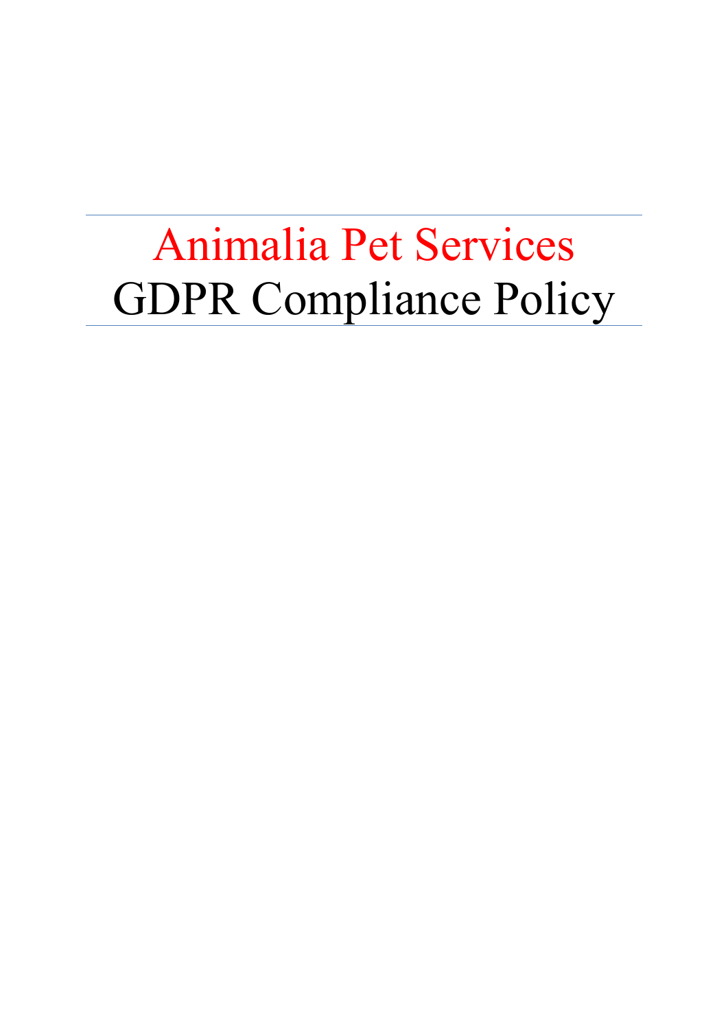# Animalia Pet Services
# GDPR Compliance Policy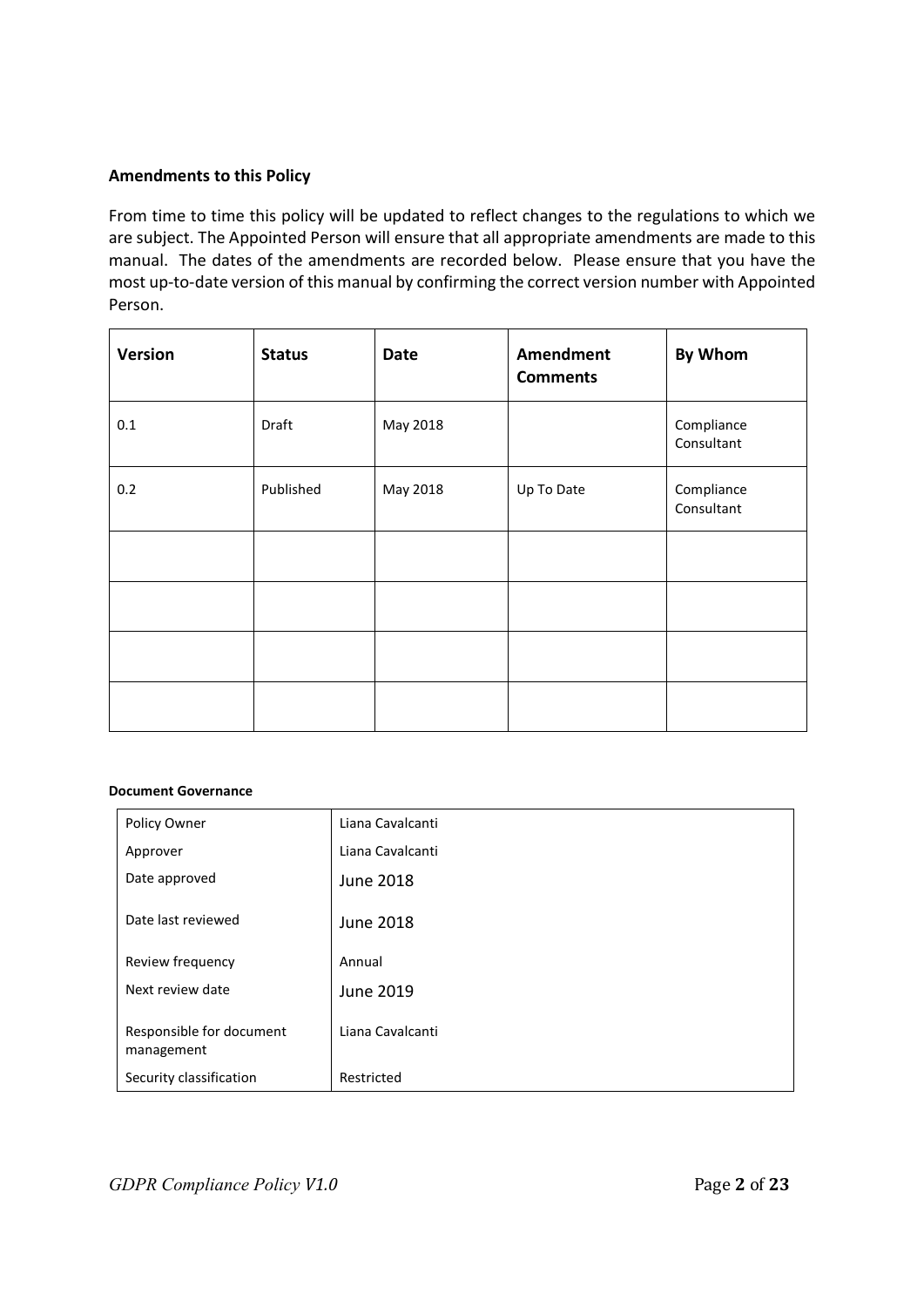**Amendments to this Policy**

From time to time this policy will be updated to reflect changes to the regulations to which we are subject. The Appointed Person will ensure that all appropriate amendments are made to this manual. The dates of the amendments are recorded below. Please ensure that you have the most up-to-date version of this manual by confirming the correct version number with Appointed Person.

| Version | Status | Date | Amendment Comments | By Whom |
|---|---|---|---|---|
| 0.1 | Draft | May 2018 | | Compliance Consultant |
| 0.2 | Published | May 2018 | Up To Date | Compliance Consultant |
| | | | | |
| | | | | |
| | | | | |
| | | | | |

**Document Governance**

| | |
|---|---|
| Policy Owner | Liana Cavalcanti |
| Approver | Liana Cavalcanti |
| Date approved | June 2018 |
| Date last reviewed | June 2018 |
| Review frequency | Annual |
| Next review date | June 2019 |
| Responsible for document management | Liana Cavalcanti |
| Security classification | Restricted |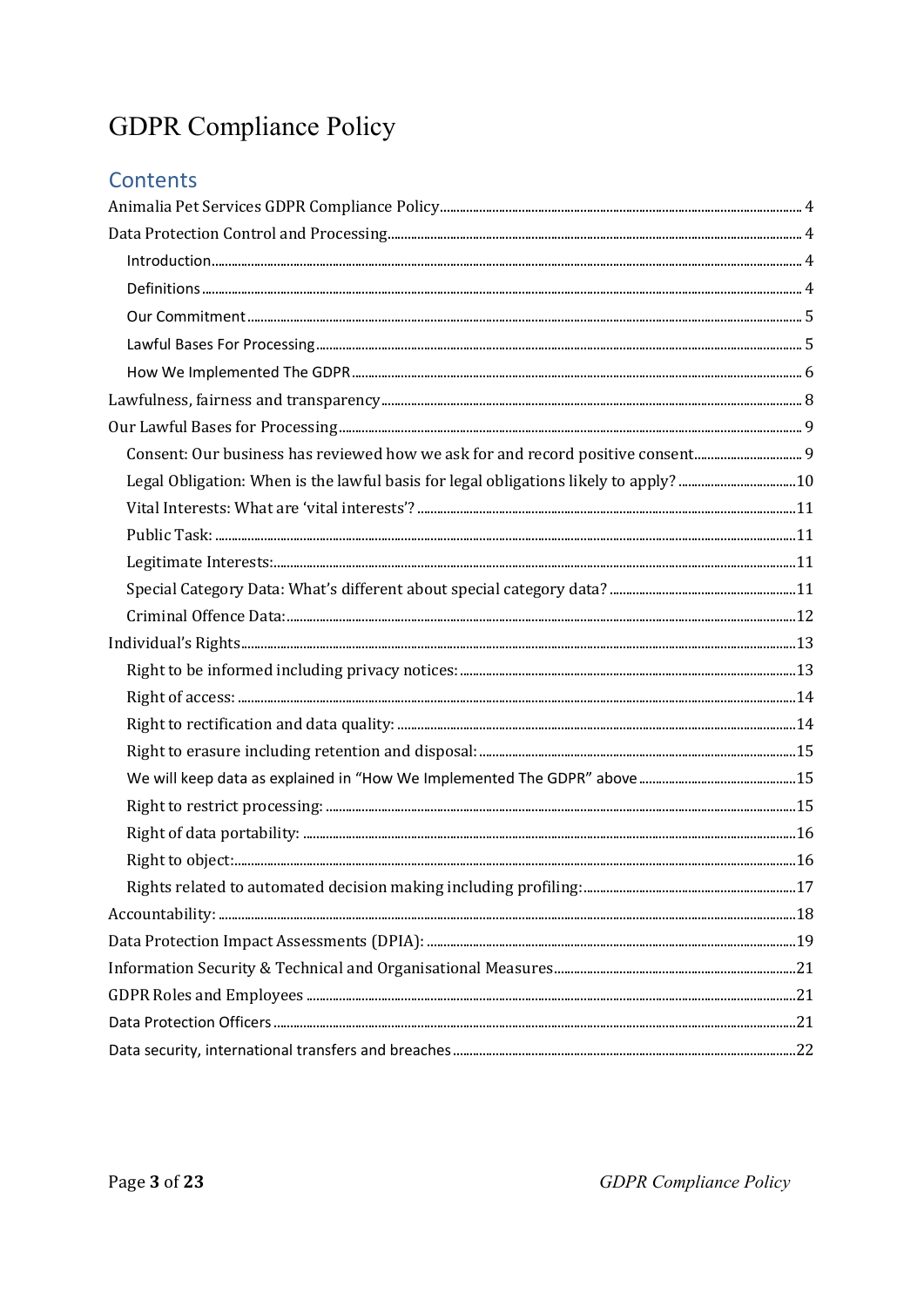# GDPR Compliance Policy

## Contents

Animalia Pet Services GDPR Compliance Policy ... 4
Data Protection Control and Processing ... 4
- Introduction ... 4
- Definitions ... 4
- Our Commitment ... 5
- Lawful Bases For Processing ... 5
- How We Implemented The GDPR ... 6

Lawfulness, fairness and transparency ... 8
Our Lawful Bases for Processing ... 9
- Consent: Our business has reviewed how we ask for and record positive consent ... 9
- Legal Obligation: When is the lawful basis for legal obligations likely to apply? ... 10
- Vital Interests: What are 'vital interests'? ... 11
- Public Task: ... 11
- Legitimate Interests: ... 11
- Special Category Data: What's different about special category data? ... 11
- Criminal Offence Data: ... 12

Individual's Rights ... 13
- Right to be informed including privacy notices: ... 13
- Right of access: ... 14
- Right to rectification and data quality: ... 14
- Right to erasure including retention and disposal: ... 15
- We will keep data as explained in "How We Implemented The GDPR" above ... 15
- Right to restrict processing: ... 15
- Right of data portability: ... 16
- Right to object: ... 16
- Rights related to automated decision making including profiling: ... 17

Accountability: ... 18
Data Protection Impact Assessments (DPIA): ... 19
Information Security & Technical and Organisational Measures ... 21
GDPR Roles and Employees ... 21
Data Protection Officers ... 21
Data security, international transfers and breaches ... 22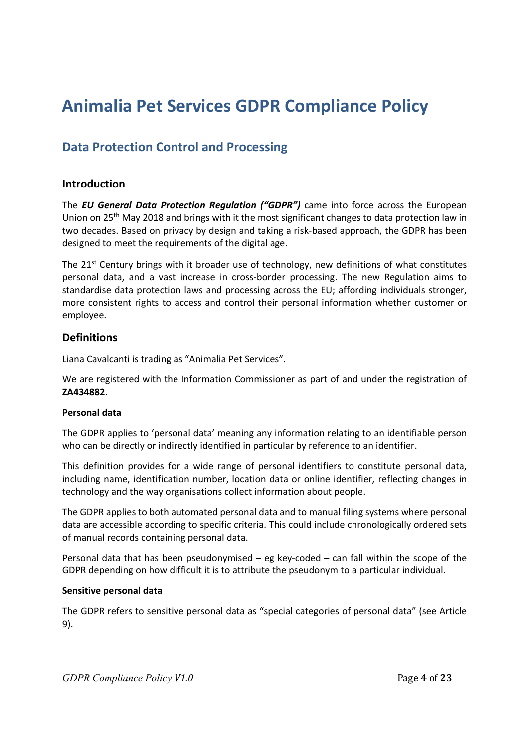# Animalia Pet Services GDPR Compliance Policy

## Data Protection Control and Processing

### Introduction

The ***EU General Data Protection Regulation ("GDPR")*** came into force across the European Union on 25th May 2018 and brings with it the most significant changes to data protection law in two decades. Based on privacy by design and taking a risk-based approach, the GDPR has been designed to meet the requirements of the digital age.

The 21st Century brings with it broader use of technology, new definitions of what constitutes personal data, and a vast increase in cross-border processing. The new Regulation aims to standardise data protection laws and processing across the EU; affording individuals stronger, more consistent rights to access and control their personal information whether customer or employee.

### Definitions

Liana Cavalcanti is trading as "Animalia Pet Services".

We are registered with the Information Commissioner as part of and under the registration of **ZA434882**.

#### Personal data

The GDPR applies to 'personal data' meaning any information relating to an identifiable person who can be directly or indirectly identified in particular by reference to an identifier.

This definition provides for a wide range of personal identifiers to constitute personal data, including name, identification number, location data or online identifier, reflecting changes in technology and the way organisations collect information about people.

The GDPR applies to both automated personal data and to manual filing systems where personal data are accessible according to specific criteria. This could include chronologically ordered sets of manual records containing personal data.

Personal data that has been pseudonymised – eg key-coded – can fall within the scope of the GDPR depending on how difficult it is to attribute the pseudonym to a particular individual.

#### Sensitive personal data

The GDPR refers to sensitive personal data as "special categories of personal data" (see Article 9).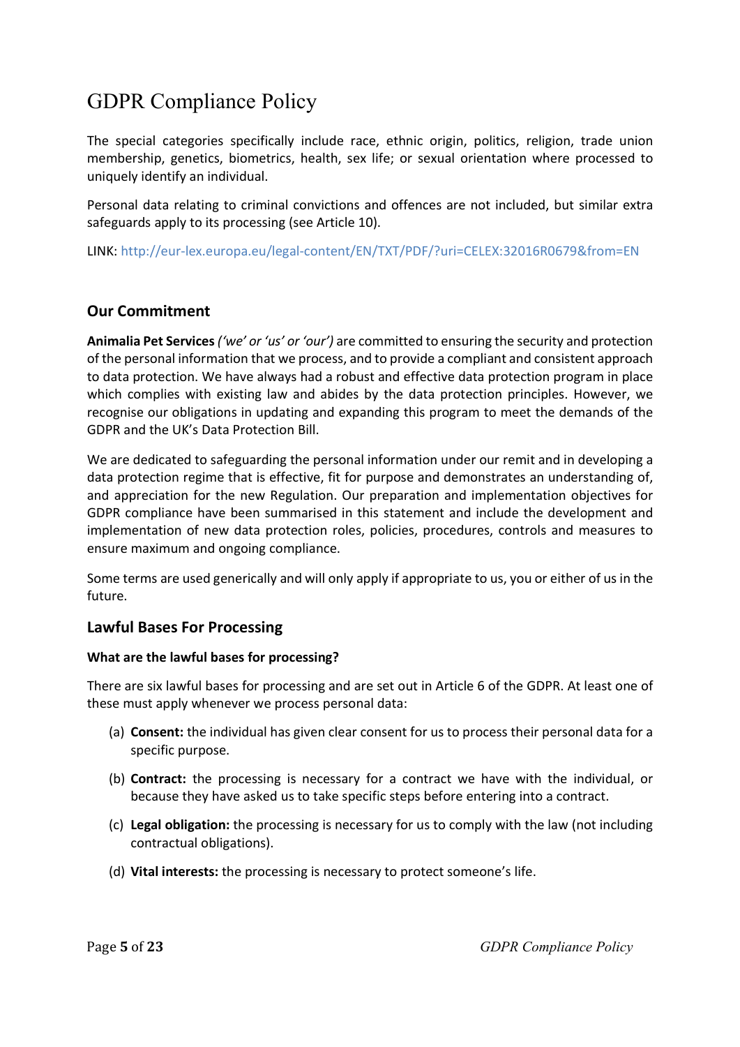# GDPR Compliance Policy

The special categories specifically include race, ethnic origin, politics, religion, trade union membership, genetics, biometrics, health, sex life; or sexual orientation where processed to uniquely identify an individual.

Personal data relating to criminal convictions and offences are not included, but similar extra safeguards apply to its processing (see Article 10).

LINK: http://eur-lex.europa.eu/legal-content/EN/TXT/PDF/?uri=CELEX:32016R0679&from=EN

## Our Commitment

**Animalia Pet Services** *('we' or 'us' or 'our')* are committed to ensuring the security and protection of the personal information that we process, and to provide a compliant and consistent approach to data protection. We have always had a robust and effective data protection program in place which complies with existing law and abides by the data protection principles. However, we recognise our obligations in updating and expanding this program to meet the demands of the GDPR and the UK's Data Protection Bill.

We are dedicated to safeguarding the personal information under our remit and in developing a data protection regime that is effective, fit for purpose and demonstrates an understanding of, and appreciation for the new Regulation. Our preparation and implementation objectives for GDPR compliance have been summarised in this statement and include the development and implementation of new data protection roles, policies, procedures, controls and measures to ensure maximum and ongoing compliance.

Some terms are used generically and will only apply if appropriate to us, you or either of us in the future.

## Lawful Bases For Processing

**What are the lawful bases for processing?**

There are six lawful bases for processing and are set out in Article 6 of the GDPR. At least one of these must apply whenever we process personal data:

(a) **Consent:** the individual has given clear consent for us to process their personal data for a specific purpose.

(b) **Contract:** the processing is necessary for a contract we have with the individual, or because they have asked us to take specific steps before entering into a contract.

(c) **Legal obligation:** the processing is necessary for us to comply with the law (not including contractual obligations).

(d) **Vital interests:** the processing is necessary to protect someone's life.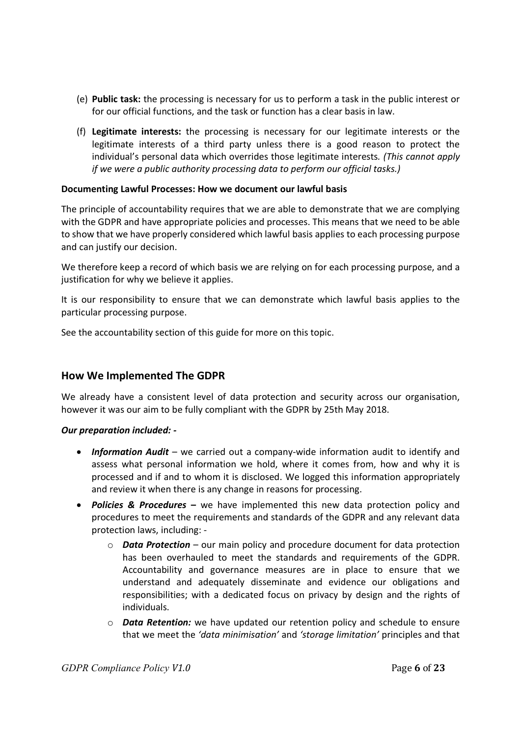(e) **Public task:** the processing is necessary for us to perform a task in the public interest or for our official functions, and the task or function has a clear basis in law.

(f) **Legitimate interests:** the processing is necessary for our legitimate interests or the legitimate interests of a third party unless there is a good reason to protect the individual's personal data which overrides those legitimate interests. *(This cannot apply if we were a public authority processing data to perform our official tasks.)*

**Documenting Lawful Processes: How we document our lawful basis**

The principle of accountability requires that we are able to demonstrate that we are complying with the GDPR and have appropriate policies and processes. This means that we need to be able to show that we have properly considered which lawful basis applies to each processing purpose and can justify our decision.

We therefore keep a record of which basis we are relying on for each processing purpose, and a justification for why we believe it applies.

It is our responsibility to ensure that we can demonstrate which lawful basis applies to the particular processing purpose.

See the accountability section of this guide for more on this topic.

## How We Implemented The GDPR

We already have a consistent level of data protection and security across our organisation, however it was our aim to be fully compliant with the GDPR by 25th May 2018.

***Our preparation included: -***

- ***Information Audit*** – we carried out a company-wide information audit to identify and assess what personal information we hold, where it comes from, how and why it is processed and if and to whom it is disclosed. We logged this information appropriately and review it when there is any change in reasons for processing.
- ***Policies & Procedures*** **–** we have implemented this new data protection policy and procedures to meet the requirements and standards of the GDPR and any relevant data protection laws, including: -
    - ***Data Protection*** – our main policy and procedure document for data protection has been overhauled to meet the standards and requirements of the GDPR. Accountability and governance measures are in place to ensure that we understand and adequately disseminate and evidence our obligations and responsibilities; with a dedicated focus on privacy by design and the rights of individuals.
    - ***Data Retention:*** we have updated our retention policy and schedule to ensure that we meet the *'data minimisation'* and *'storage limitation'* principles and that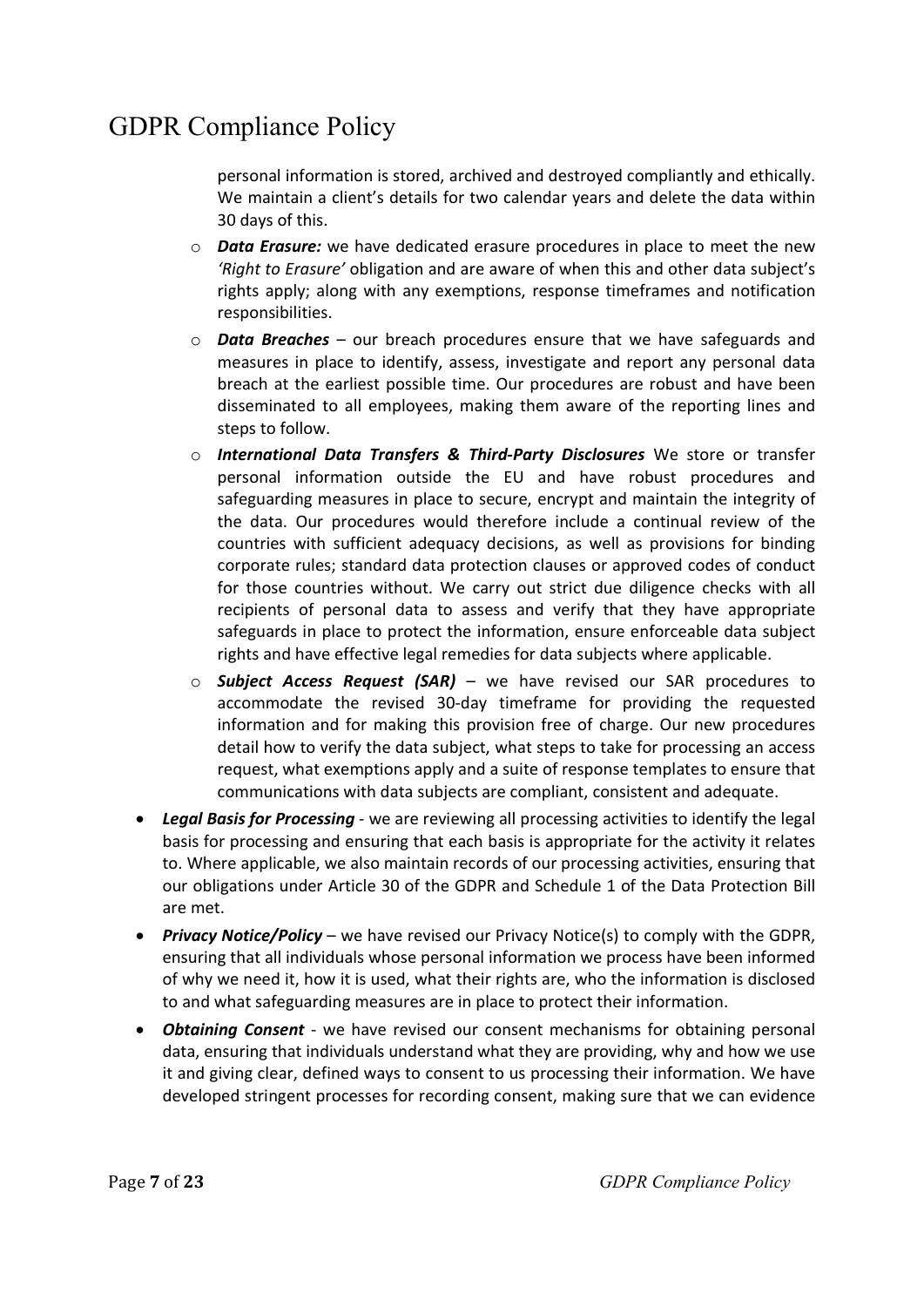personal information is stored, archived and destroyed compliantly and ethically. We maintain a client's details for two calendar years and delete the data within 30 days of this.

- ***Data Erasure:*** we have dedicated erasure procedures in place to meet the new *'Right to Erasure'* obligation and are aware of when this and other data subject's rights apply; along with any exemptions, response timeframes and notification responsibilities.
- ***Data Breaches*** – our breach procedures ensure that we have safeguards and measures in place to identify, assess, investigate and report any personal data breach at the earliest possible time. Our procedures are robust and have been disseminated to all employees, making them aware of the reporting lines and steps to follow.
- ***International Data Transfers & Third-Party Disclosures*** We store or transfer personal information outside the EU and have robust procedures and safeguarding measures in place to secure, encrypt and maintain the integrity of the data. Our procedures would therefore include a continual review of the countries with sufficient adequacy decisions, as well as provisions for binding corporate rules; standard data protection clauses or approved codes of conduct for those countries without. We carry out strict due diligence checks with all recipients of personal data to assess and verify that they have appropriate safeguards in place to protect the information, ensure enforceable data subject rights and have effective legal remedies for data subjects where applicable.
- ***Subject Access Request (SAR)*** – we have revised our SAR procedures to accommodate the revised 30-day timeframe for providing the requested information and for making this provision free of charge. Our new procedures detail how to verify the data subject, what steps to take for processing an access request, what exemptions apply and a suite of response templates to ensure that communications with data subjects are compliant, consistent and adequate.

- ***Legal Basis for Processing*** - we are reviewing all processing activities to identify the legal basis for processing and ensuring that each basis is appropriate for the activity it relates to. Where applicable, we also maintain records of our processing activities, ensuring that our obligations under Article 30 of the GDPR and Schedule 1 of the Data Protection Bill are met.
- ***Privacy Notice/Policy*** – we have revised our Privacy Notice(s) to comply with the GDPR, ensuring that all individuals whose personal information we process have been informed of why we need it, how it is used, what their rights are, who the information is disclosed to and what safeguarding measures are in place to protect their information.
- ***Obtaining Consent*** - we have revised our consent mechanisms for obtaining personal data, ensuring that individuals understand what they are providing, why and how we use it and giving clear, defined ways to consent to us processing their information. We have developed stringent processes for recording consent, making sure that we can evidence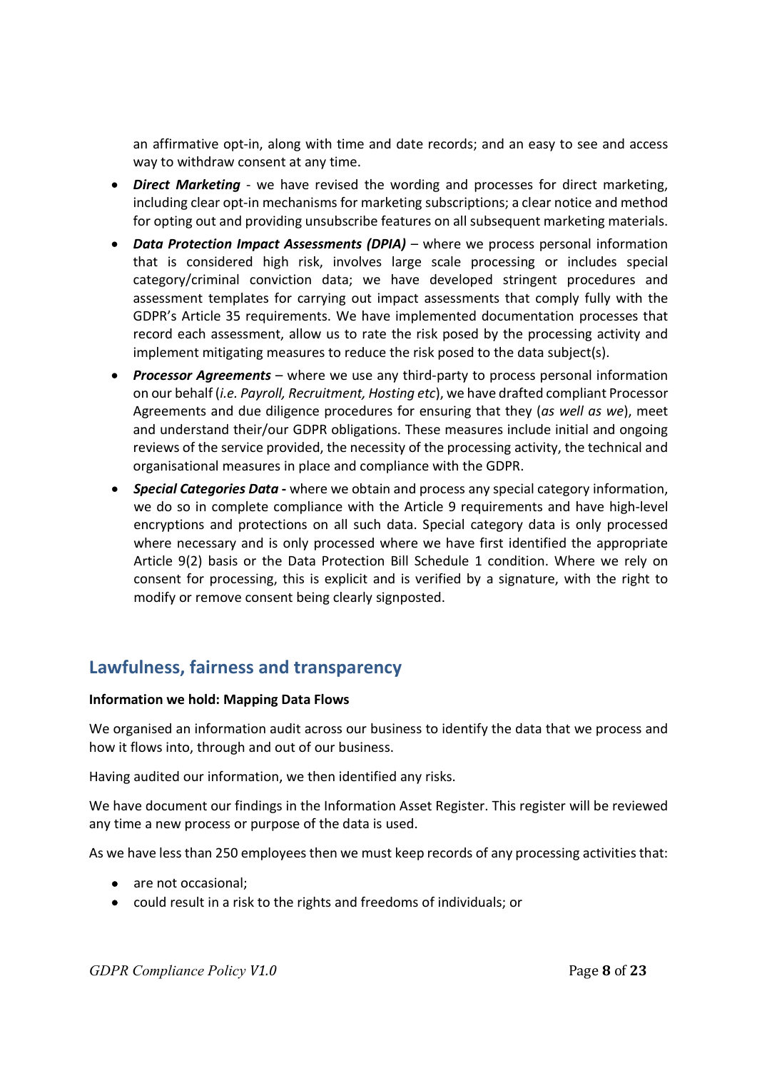an affirmative opt-in, along with time and date records; and an easy to see and access way to withdraw consent at any time.

- ***Direct Marketing*** - we have revised the wording and processes for direct marketing, including clear opt-in mechanisms for marketing subscriptions; a clear notice and method for opting out and providing unsubscribe features on all subsequent marketing materials.
- ***Data Protection Impact Assessments (DPIA)*** – where we process personal information that is considered high risk, involves large scale processing or includes special category/criminal conviction data; we have developed stringent procedures and assessment templates for carrying out impact assessments that comply fully with the GDPR's Article 35 requirements. We have implemented documentation processes that record each assessment, allow us to rate the risk posed by the processing activity and implement mitigating measures to reduce the risk posed to the data subject(s).
- ***Processor Agreements*** – where we use any third-party to process personal information on our behalf (*i.e. Payroll, Recruitment, Hosting etc*), we have drafted compliant Processor Agreements and due diligence procedures for ensuring that they (*as well as we*), meet and understand their/our GDPR obligations. These measures include initial and ongoing reviews of the service provided, the necessity of the processing activity, the technical and organisational measures in place and compliance with the GDPR.
- ***Special Categories Data*** **-** where we obtain and process any special category information, we do so in complete compliance with the Article 9 requirements and have high-level encryptions and protections on all such data. Special category data is only processed where necessary and is only processed where we have first identified the appropriate Article 9(2) basis or the Data Protection Bill Schedule 1 condition. Where we rely on consent for processing, this is explicit and is verified by a signature, with the right to modify or remove consent being clearly signposted.

## Lawfulness, fairness and transparency

**Information we hold: Mapping Data Flows**

We organised an information audit across our business to identify the data that we process and how it flows into, through and out of our business.

Having audited our information, we then identified any risks.

We have document our findings in the Information Asset Register. This register will be reviewed any time a new process or purpose of the data is used.

As we have less than 250 employees then we must keep records of any processing activities that:

- are not occasional;
- could result in a risk to the rights and freedoms of individuals; or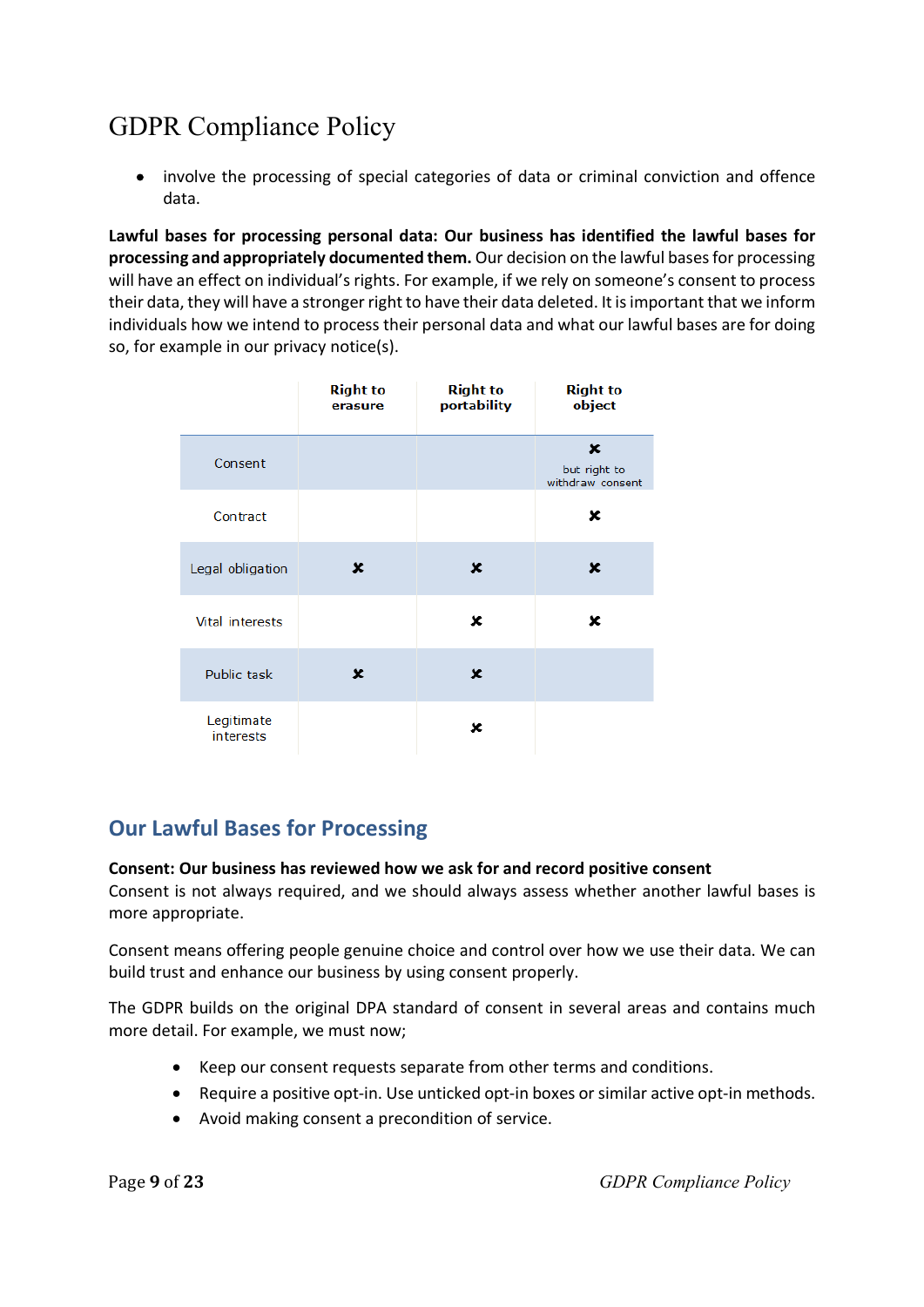- involve the processing of special categories of data or criminal conviction and offence data.

**Lawful bases for processing personal data: Our business has identified the lawful bases for processing and appropriately documented them.** Our decision on the lawful bases for processing will have an effect on individual's rights. For example, if we rely on someone's consent to process their data, they will have a stronger right to have their data deleted. It is important that we inform individuals how we intend to process their personal data and what our lawful bases are for doing so, for example in our privacy notice(s).

| | Right to erasure | Right to portability | Right to object |
|---|---|---|---|
| Consent | | | ✘ but right to withdraw consent |
| Contract | | | ✘ |
| Legal obligation | ✘ | ✘ | ✘ |
| Vital interests | | ✘ | ✘ |
| Public task | ✘ | ✘ | |
| Legitimate interests | | ✘ | |

## Our Lawful Bases for Processing

**Consent: Our business has reviewed how we ask for and record positive consent**
Consent is not always required, and we should always assess whether another lawful bases is more appropriate.

Consent means offering people genuine choice and control over how we use their data. We can build trust and enhance our business by using consent properly.

The GDPR builds on the original DPA standard of consent in several areas and contains much more detail. For example, we must now;

- Keep our consent requests separate from other terms and conditions.
- Require a positive opt-in. Use unticked opt-in boxes or similar active opt-in methods.
- Avoid making consent a precondition of service.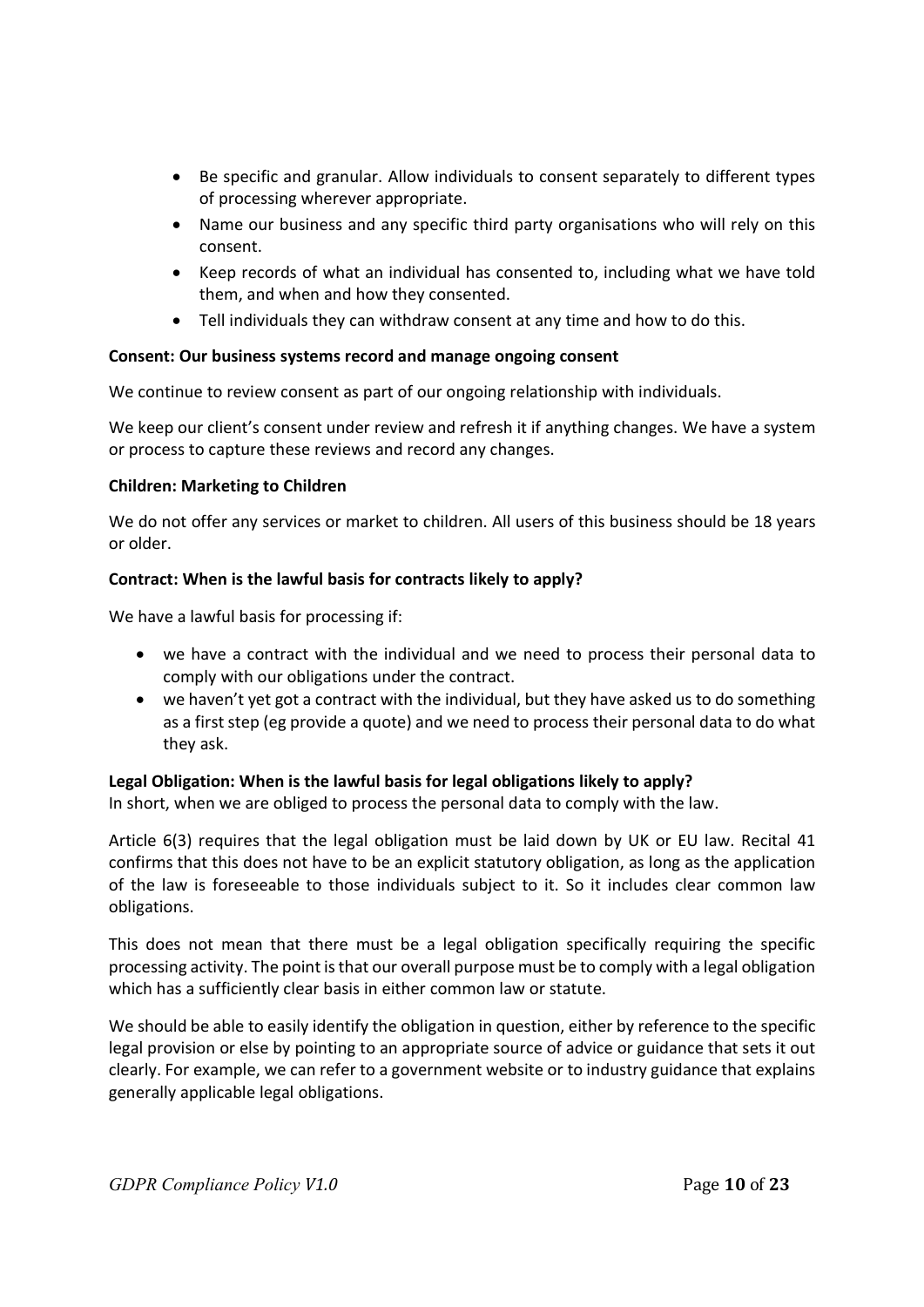- Be specific and granular. Allow individuals to consent separately to different types of processing wherever appropriate.
- Name our business and any specific third party organisations who will rely on this consent.
- Keep records of what an individual has consented to, including what we have told them, and when and how they consented.
- Tell individuals they can withdraw consent at any time and how to do this.

**Consent: Our business systems record and manage ongoing consent**

We continue to review consent as part of our ongoing relationship with individuals.

We keep our client's consent under review and refresh it if anything changes. We have a system or process to capture these reviews and record any changes.

**Children: Marketing to Children**

We do not offer any services or market to children. All users of this business should be 18 years or older.

**Contract: When is the lawful basis for contracts likely to apply?**

We have a lawful basis for processing if:

- we have a contract with the individual and we need to process their personal data to comply with our obligations under the contract.
- we haven't yet got a contract with the individual, but they have asked us to do something as a first step (eg provide a quote) and we need to process their personal data to do what they ask.

**Legal Obligation: When is the lawful basis for legal obligations likely to apply?**
In short, when we are obliged to process the personal data to comply with the law.

Article 6(3) requires that the legal obligation must be laid down by UK or EU law. Recital 41 confirms that this does not have to be an explicit statutory obligation, as long as the application of the law is foreseeable to those individuals subject to it. So it includes clear common law obligations.

This does not mean that there must be a legal obligation specifically requiring the specific processing activity. The point is that our overall purpose must be to comply with a legal obligation which has a sufficiently clear basis in either common law or statute.

We should be able to easily identify the obligation in question, either by reference to the specific legal provision or else by pointing to an appropriate source of advice or guidance that sets it out clearly. For example, we can refer to a government website or to industry guidance that explains generally applicable legal obligations.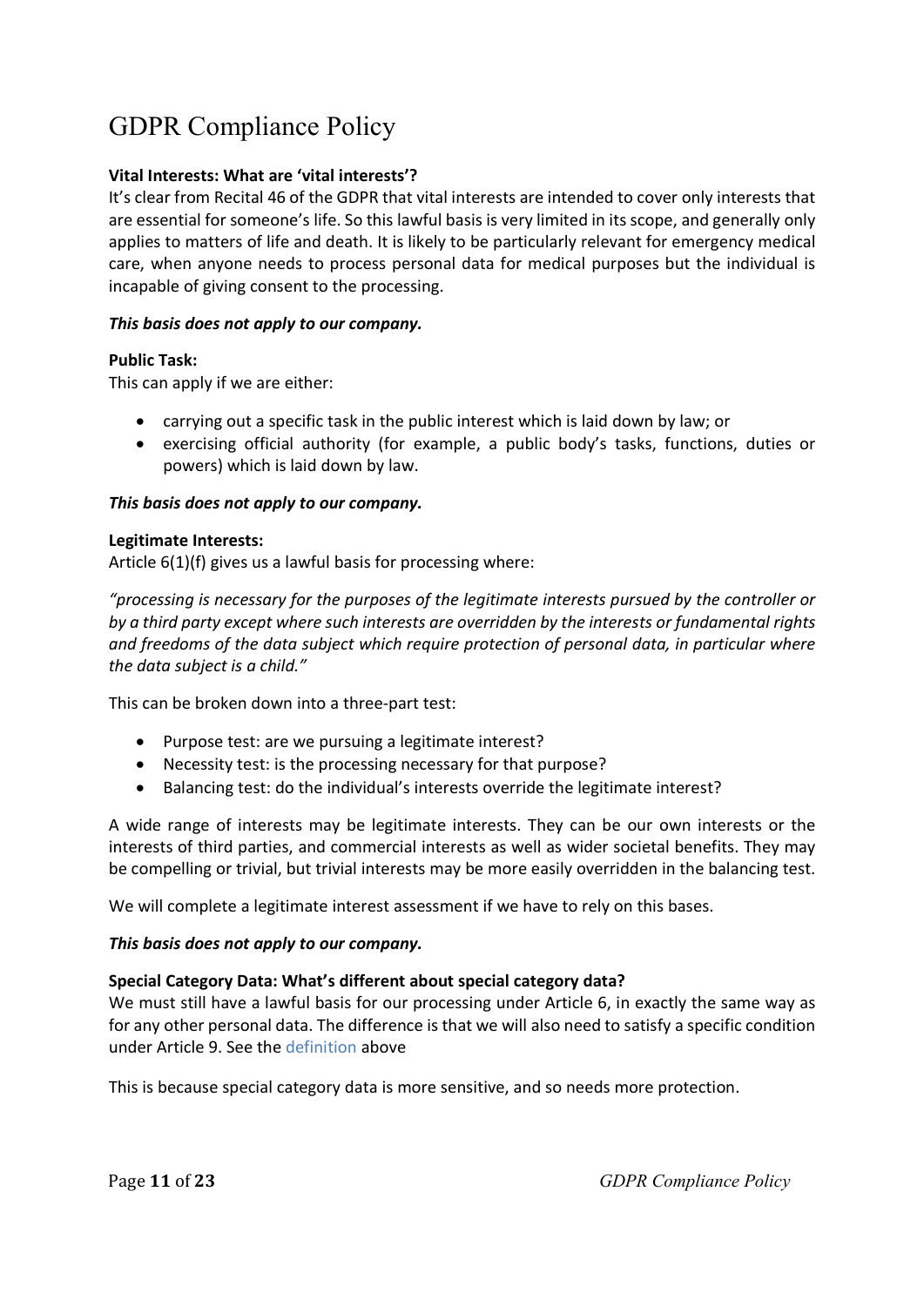# GDPR Compliance Policy

**Vital Interests: What are 'vital interests'?**

It's clear from Recital 46 of the GDPR that vital interests are intended to cover only interests that are essential for someone's life. So this lawful basis is very limited in its scope, and generally only applies to matters of life and death. It is likely to be particularly relevant for emergency medical care, when anyone needs to process personal data for medical purposes but the individual is incapable of giving consent to the processing.

***This basis does not apply to our company.***

**Public Task:**

This can apply if we are either:

- carrying out a specific task in the public interest which is laid down by law; or
- exercising official authority (for example, a public body's tasks, functions, duties or powers) which is laid down by law.

***This basis does not apply to our company.***

**Legitimate Interests:**

Article 6(1)(f) gives us a lawful basis for processing where:

*"processing is necessary for the purposes of the legitimate interests pursued by the controller or by a third party except where such interests are overridden by the interests or fundamental rights and freedoms of the data subject which require protection of personal data, in particular where the data subject is a child."*

This can be broken down into a three-part test:

- Purpose test: are we pursuing a legitimate interest?
- Necessity test: is the processing necessary for that purpose?
- Balancing test: do the individual's interests override the legitimate interest?

A wide range of interests may be legitimate interests. They can be our own interests or the interests of third parties, and commercial interests as well as wider societal benefits. They may be compelling or trivial, but trivial interests may be more easily overridden in the balancing test.

We will complete a legitimate interest assessment if we have to rely on this bases.

***This basis does not apply to our company.***

**Special Category Data: What's different about special category data?**

We must still have a lawful basis for our processing under Article 6, in exactly the same way as for any other personal data. The difference is that we will also need to satisfy a specific condition under Article 9. See the definition above

This is because special category data is more sensitive, and so needs more protection.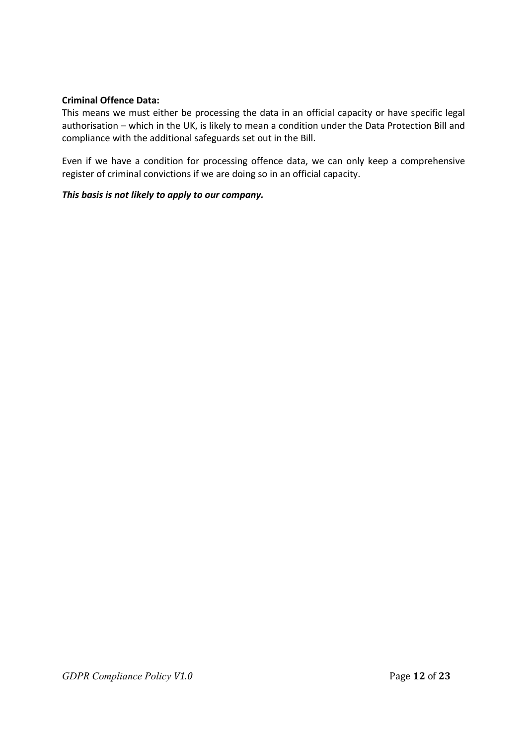**Criminal Offence Data:**

This means we must either be processing the data in an official capacity or have specific legal authorisation – which in the UK, is likely to mean a condition under the Data Protection Bill and compliance with the additional safeguards set out in the Bill.

Even if we have a condition for processing offence data, we can only keep a comprehensive register of criminal convictions if we are doing so in an official capacity.

***This basis is not likely to apply to our company.***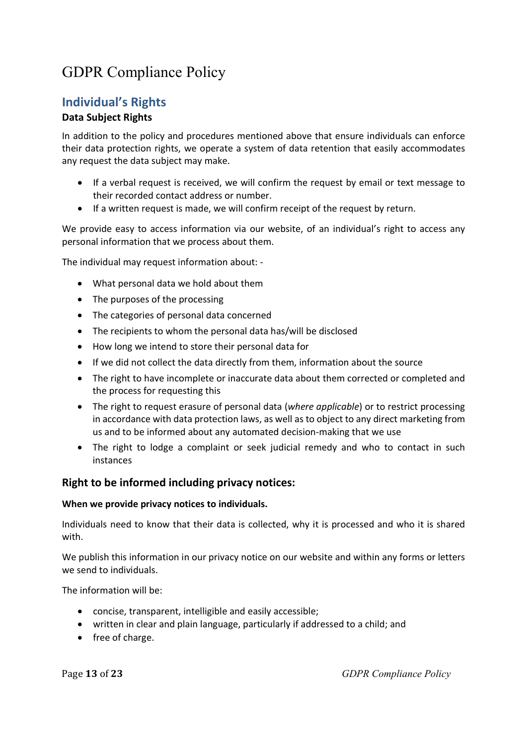# GDPR Compliance Policy

## Individual's Rights

### Data Subject Rights

In addition to the policy and procedures mentioned above that ensure individuals can enforce their data protection rights, we operate a system of data retention that easily accommodates any request the data subject may make.

- If a verbal request is received, we will confirm the request by email or text message to their recorded contact address or number.
- If a written request is made, we will confirm receipt of the request by return.

We provide easy to access information via our website, of an individual's right to access any personal information that we process about them.

The individual may request information about: -

- What personal data we hold about them
- The purposes of the processing
- The categories of personal data concerned
- The recipients to whom the personal data has/will be disclosed
- How long we intend to store their personal data for
- If we did not collect the data directly from them, information about the source
- The right to have incomplete or inaccurate data about them corrected or completed and the process for requesting this
- The right to request erasure of personal data (*where applicable*) or to restrict processing in accordance with data protection laws, as well as to object to any direct marketing from us and to be informed about any automated decision-making that we use
- The right to lodge a complaint or seek judicial remedy and who to contact in such instances

## Right to be informed including privacy notices:

#### When we provide privacy notices to individuals.

Individuals need to know that their data is collected, why it is processed and who it is shared with.

We publish this information in our privacy notice on our website and within any forms or letters we send to individuals.

The information will be:

- concise, transparent, intelligible and easily accessible;
- written in clear and plain language, particularly if addressed to a child; and
- free of charge.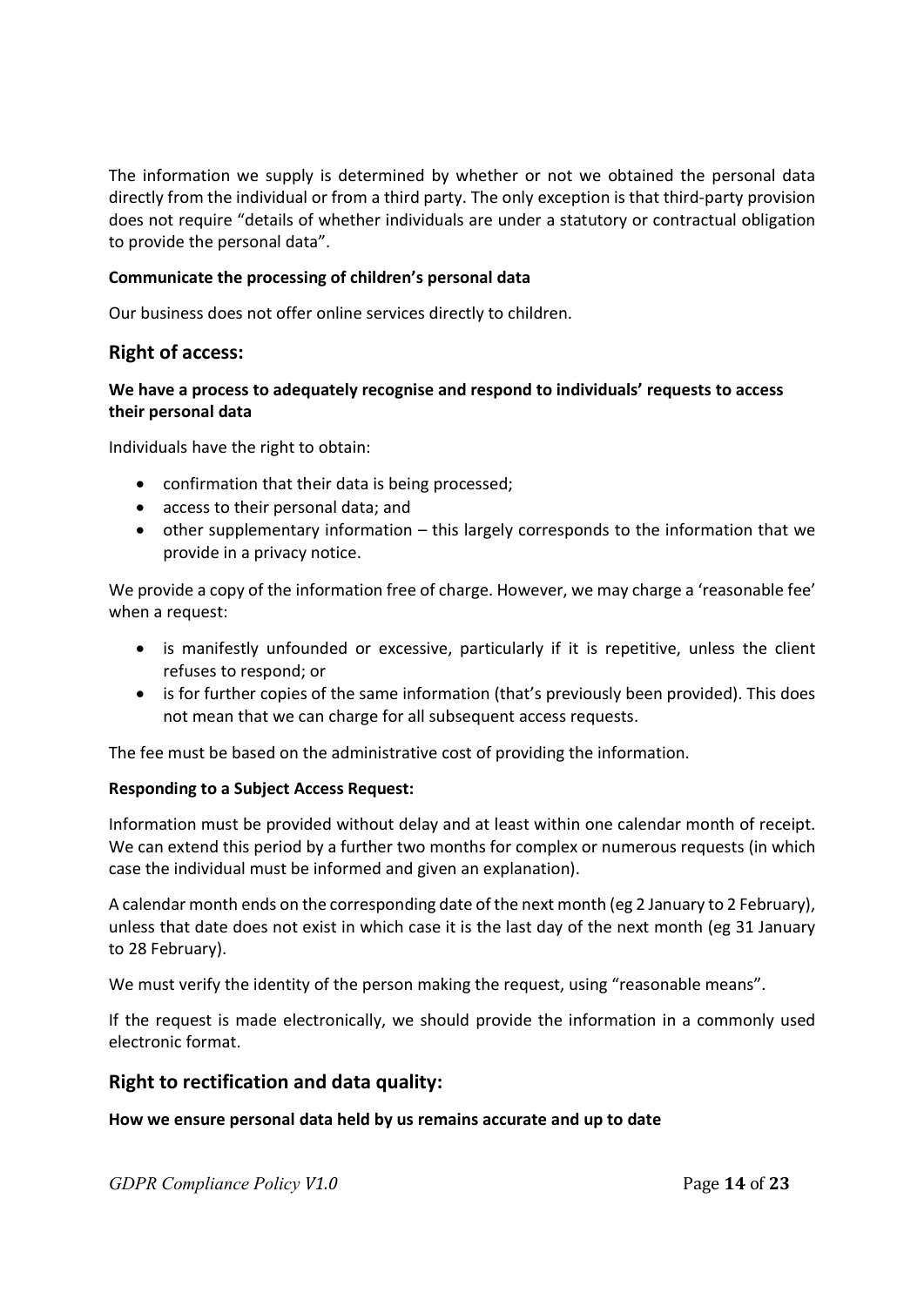The information we supply is determined by whether or not we obtained the personal data directly from the individual or from a third party. The only exception is that third-party provision does not require "details of whether individuals are under a statutory or contractual obligation to provide the personal data".

**Communicate the processing of children's personal data**

Our business does not offer online services directly to children.

## Right of access:

**We have a process to adequately recognise and respond to individuals' requests to access their personal data**

Individuals have the right to obtain:

- confirmation that their data is being processed;
- access to their personal data; and
- other supplementary information – this largely corresponds to the information that we provide in a privacy notice.

We provide a copy of the information free of charge. However, we may charge a 'reasonable fee' when a request:

- is manifestly unfounded or excessive, particularly if it is repetitive, unless the client refuses to respond; or
- is for further copies of the same information (that's previously been provided). This does not mean that we can charge for all subsequent access requests.

The fee must be based on the administrative cost of providing the information.

**Responding to a Subject Access Request:**

Information must be provided without delay and at least within one calendar month of receipt. We can extend this period by a further two months for complex or numerous requests (in which case the individual must be informed and given an explanation).

A calendar month ends on the corresponding date of the next month (eg 2 January to 2 February), unless that date does not exist in which case it is the last day of the next month (eg 31 January to 28 February).

We must verify the identity of the person making the request, using "reasonable means".

If the request is made electronically, we should provide the information in a commonly used electronic format.

## Right to rectification and data quality:

**How we ensure personal data held by us remains accurate and up to date**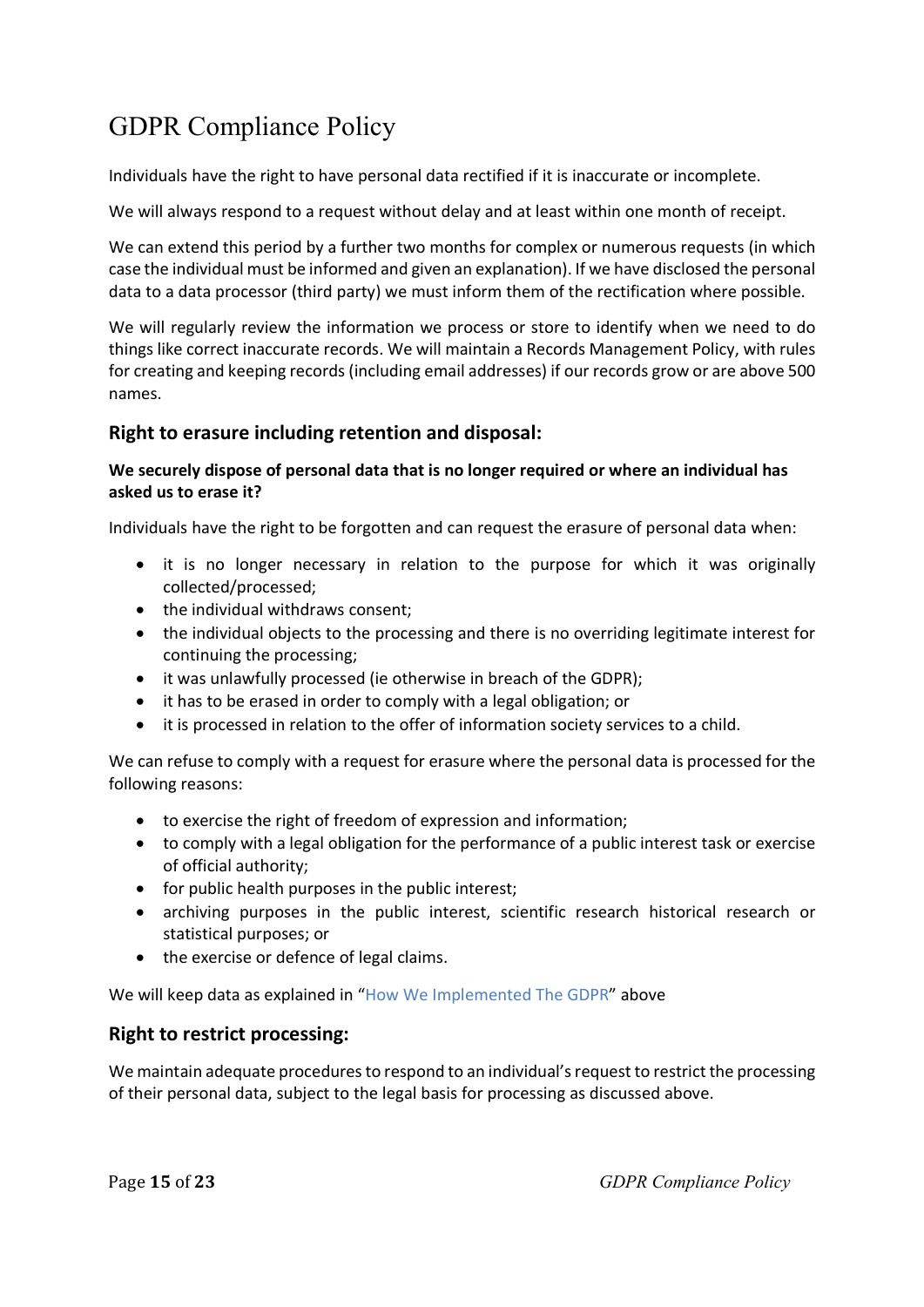# GDPR Compliance Policy

Individuals have the right to have personal data rectified if it is inaccurate or incomplete.

We will always respond to a request without delay and at least within one month of receipt.

We can extend this period by a further two months for complex or numerous requests (in which case the individual must be informed and given an explanation). If we have disclosed the personal data to a data processor (third party) we must inform them of the rectification where possible.

We will regularly review the information we process or store to identify when we need to do things like correct inaccurate records. We will maintain a Records Management Policy, with rules for creating and keeping records (including email addresses) if our records grow or are above 500 names.

## Right to erasure including retention and disposal:

**We securely dispose of personal data that is no longer required or where an individual has asked us to erase it?**

Individuals have the right to be forgotten and can request the erasure of personal data when:

- it is no longer necessary in relation to the purpose for which it was originally collected/processed;
- the individual withdraws consent;
- the individual objects to the processing and there is no overriding legitimate interest for continuing the processing;
- it was unlawfully processed (ie otherwise in breach of the GDPR);
- it has to be erased in order to comply with a legal obligation; or
- it is processed in relation to the offer of information society services to a child.

We can refuse to comply with a request for erasure where the personal data is processed for the following reasons:

- to exercise the right of freedom of expression and information;
- to comply with a legal obligation for the performance of a public interest task or exercise of official authority;
- for public health purposes in the public interest;
- archiving purposes in the public interest, scientific research historical research or statistical purposes; or
- the exercise or defence of legal claims.

We will keep data as explained in "How We Implemented The GDPR" above

## Right to restrict processing:

We maintain adequate procedures to respond to an individual's request to restrict the processing of their personal data, subject to the legal basis for processing as discussed above.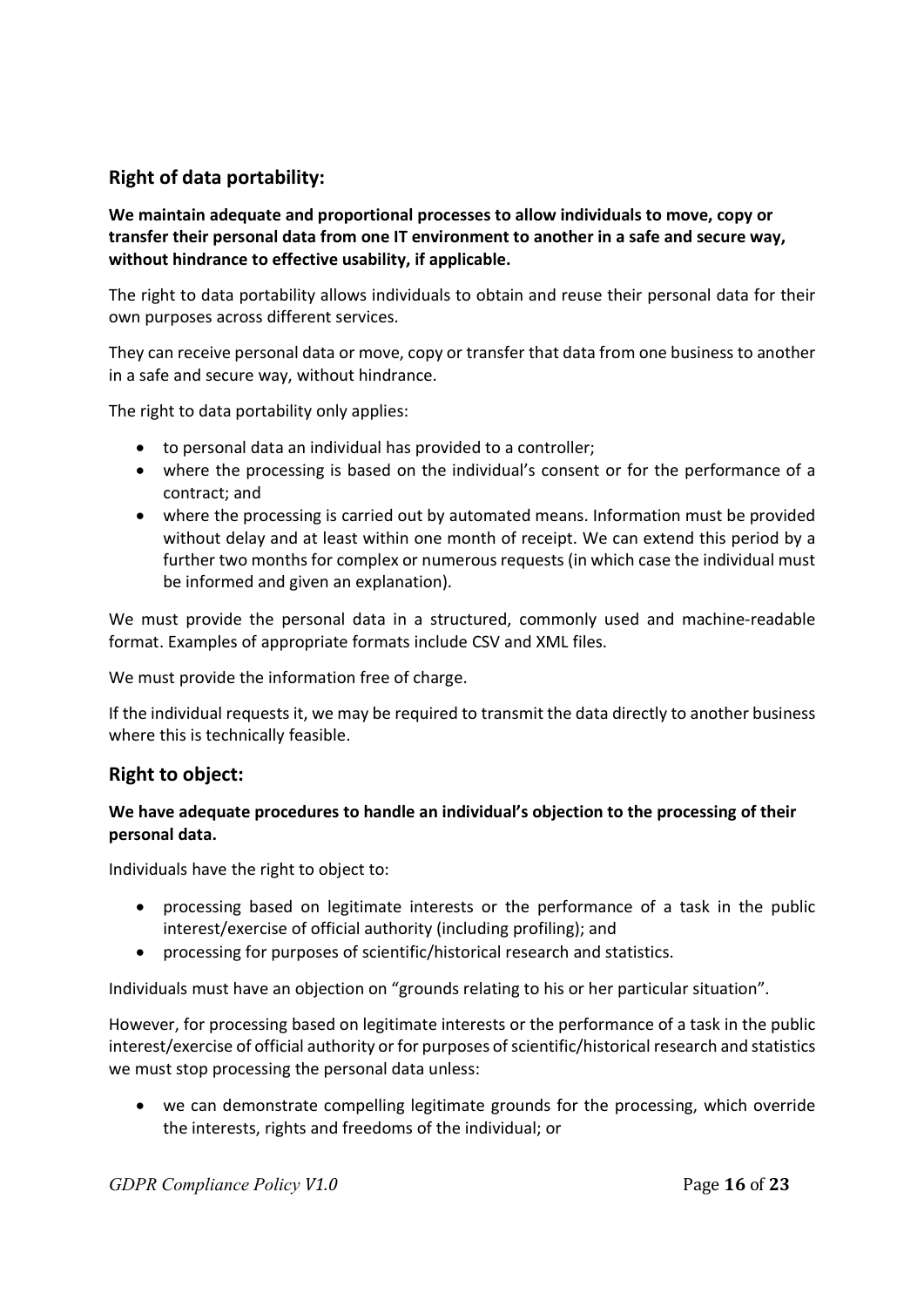## Right of data portability:

**We maintain adequate and proportional processes to allow individuals to move, copy or transfer their personal data from one IT environment to another in a safe and secure way, without hindrance to effective usability, if applicable.**

The right to data portability allows individuals to obtain and reuse their personal data for their own purposes across different services.

They can receive personal data or move, copy or transfer that data from one business to another in a safe and secure way, without hindrance.

The right to data portability only applies:

- to personal data an individual has provided to a controller;
- where the processing is based on the individual's consent or for the performance of a contract; and
- where the processing is carried out by automated means. Information must be provided without delay and at least within one month of receipt. We can extend this period by a further two months for complex or numerous requests (in which case the individual must be informed and given an explanation).

We must provide the personal data in a structured, commonly used and machine-readable format. Examples of appropriate formats include CSV and XML files.

We must provide the information free of charge.

If the individual requests it, we may be required to transmit the data directly to another business where this is technically feasible.

## Right to object:

**We have adequate procedures to handle an individual's objection to the processing of their personal data.**

Individuals have the right to object to:

- processing based on legitimate interests or the performance of a task in the public interest/exercise of official authority (including profiling); and
- processing for purposes of scientific/historical research and statistics.

Individuals must have an objection on "grounds relating to his or her particular situation".

However, for processing based on legitimate interests or the performance of a task in the public interest/exercise of official authority or for purposes of scientific/historical research and statistics we must stop processing the personal data unless:

- we can demonstrate compelling legitimate grounds for the processing, which override the interests, rights and freedoms of the individual; or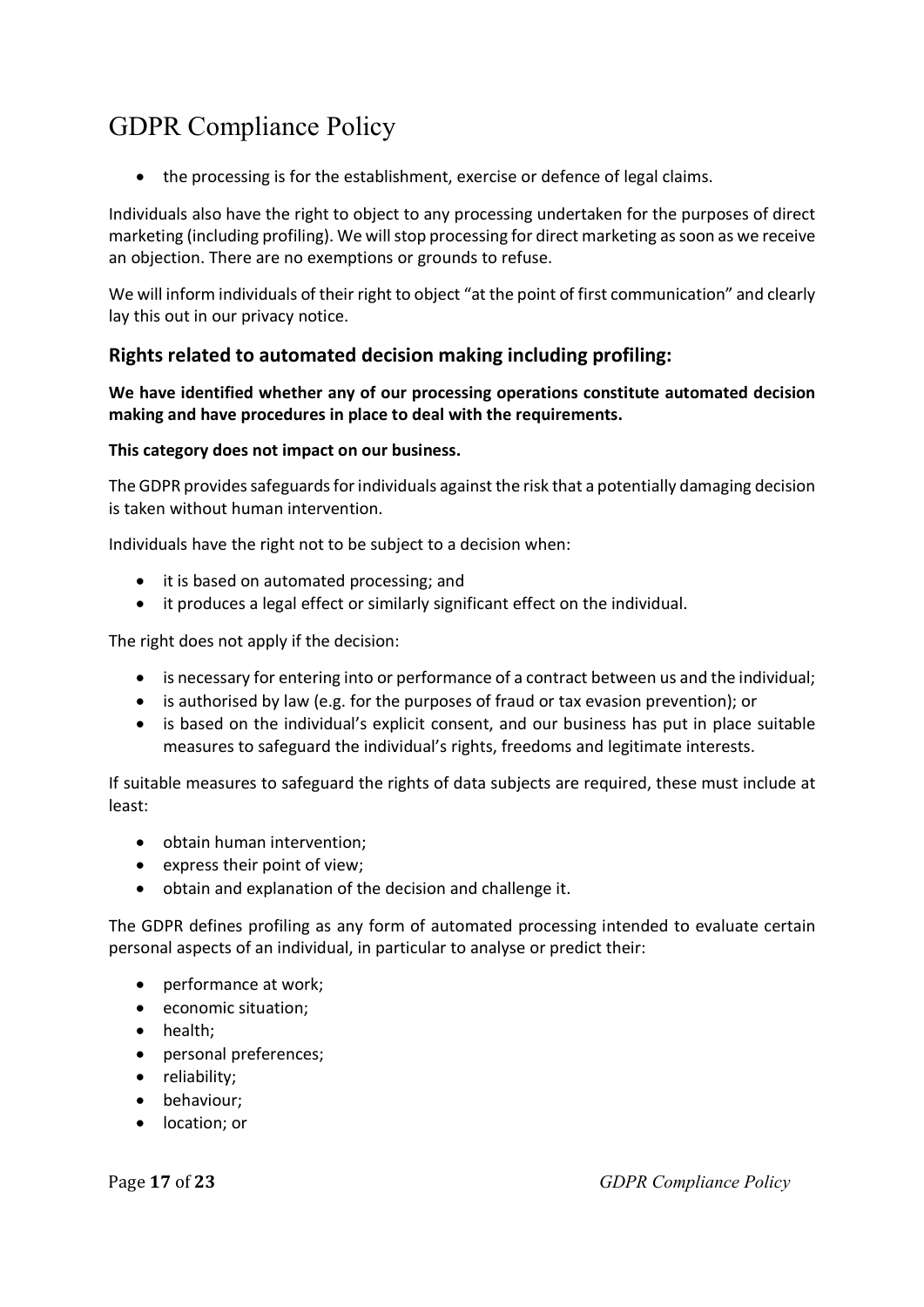- the processing is for the establishment, exercise or defence of legal claims.

Individuals also have the right to object to any processing undertaken for the purposes of direct marketing (including profiling). We will stop processing for direct marketing as soon as we receive an objection. There are no exemptions or grounds to refuse.

We will inform individuals of their right to object "at the point of first communication" and clearly lay this out in our privacy notice.

## Rights related to automated decision making including profiling:

**We have identified whether any of our processing operations constitute automated decision making and have procedures in place to deal with the requirements.**

**This category does not impact on our business.**

The GDPR provides safeguards for individuals against the risk that a potentially damaging decision is taken without human intervention.

Individuals have the right not to be subject to a decision when:

- it is based on automated processing; and
- it produces a legal effect or similarly significant effect on the individual.

The right does not apply if the decision:

- is necessary for entering into or performance of a contract between us and the individual;
- is authorised by law (e.g. for the purposes of fraud or tax evasion prevention); or
- is based on the individual's explicit consent, and our business has put in place suitable measures to safeguard the individual's rights, freedoms and legitimate interests.

If suitable measures to safeguard the rights of data subjects are required, these must include at least:

- obtain human intervention;
- express their point of view;
- obtain and explanation of the decision and challenge it.

The GDPR defines profiling as any form of automated processing intended to evaluate certain personal aspects of an individual, in particular to analyse or predict their:

- performance at work;
- economic situation;
- health;
- personal preferences;
- reliability;
- behaviour;
- location; or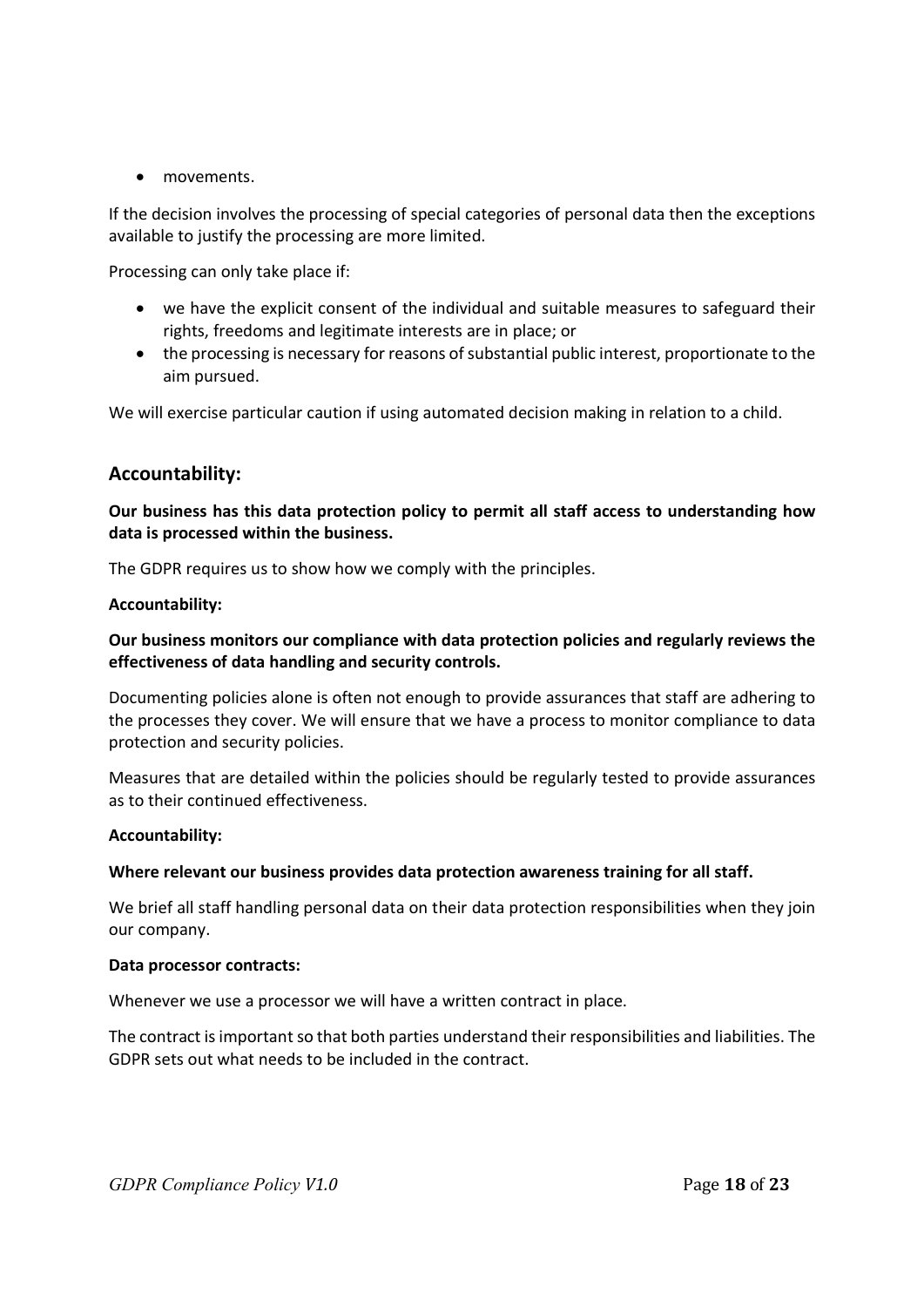- movements.

If the decision involves the processing of special categories of personal data then the exceptions available to justify the processing are more limited.

Processing can only take place if:

- we have the explicit consent of the individual and suitable measures to safeguard their rights, freedoms and legitimate interests are in place; or
- the processing is necessary for reasons of substantial public interest, proportionate to the aim pursued.

We will exercise particular caution if using automated decision making in relation to a child.

## Accountability:

**Our business has this data protection policy to permit all staff access to understanding how data is processed within the business.**

The GDPR requires us to show how we comply with the principles.

**Accountability:**

**Our business monitors our compliance with data protection policies and regularly reviews the effectiveness of data handling and security controls.**

Documenting policies alone is often not enough to provide assurances that staff are adhering to the processes they cover. We will ensure that we have a process to monitor compliance to data protection and security policies.

Measures that are detailed within the policies should be regularly tested to provide assurances as to their continued effectiveness.

**Accountability:**

**Where relevant our business provides data protection awareness training for all staff.**

We brief all staff handling personal data on their data protection responsibilities when they join our company.

**Data processor contracts:**

Whenever we use a processor we will have a written contract in place.

The contract is important so that both parties understand their responsibilities and liabilities. The GDPR sets out what needs to be included in the contract.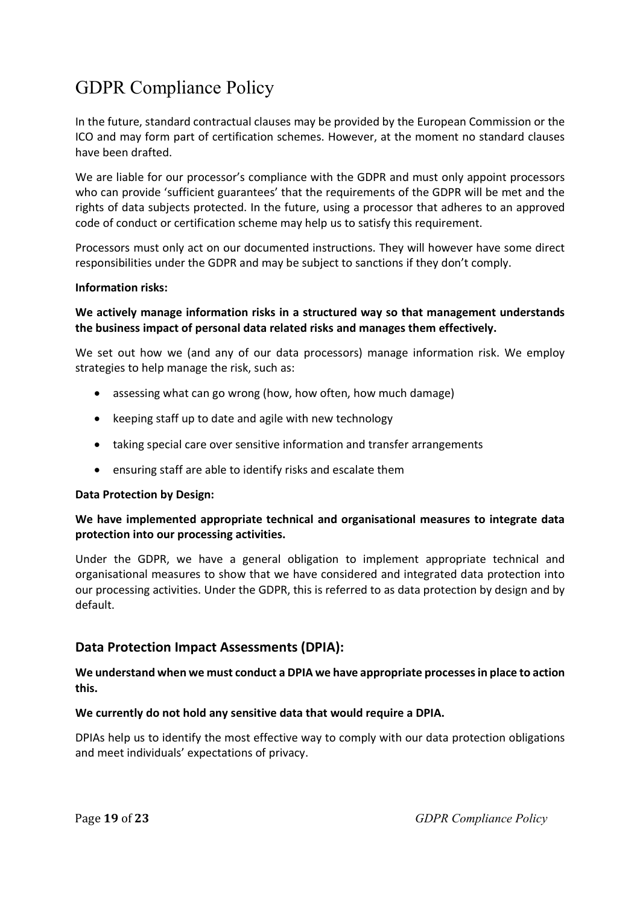# GDPR Compliance Policy

In the future, standard contractual clauses may be provided by the European Commission or the ICO and may form part of certification schemes. However, at the moment no standard clauses have been drafted.

We are liable for our processor's compliance with the GDPR and must only appoint processors who can provide 'sufficient guarantees' that the requirements of the GDPR will be met and the rights of data subjects protected. In the future, using a processor that adheres to an approved code of conduct or certification scheme may help us to satisfy this requirement.

Processors must only act on our documented instructions. They will however have some direct responsibilities under the GDPR and may be subject to sanctions if they don't comply.

**Information risks:**

**We actively manage information risks in a structured way so that management understands the business impact of personal data related risks and manages them effectively.**

We set out how we (and any of our data processors) manage information risk. We employ strategies to help manage the risk, such as:

- assessing what can go wrong (how, how often, how much damage)
- keeping staff up to date and agile with new technology
- taking special care over sensitive information and transfer arrangements
- ensuring staff are able to identify risks and escalate them

**Data Protection by Design:**

**We have implemented appropriate technical and organisational measures to integrate data protection into our processing activities.**

Under the GDPR, we have a general obligation to implement appropriate technical and organisational measures to show that we have considered and integrated data protection into our processing activities. Under the GDPR, this is referred to as data protection by design and by default.

## Data Protection Impact Assessments (DPIA):

**We understand when we must conduct a DPIA we have appropriate processes in place to action this.**

**We currently do not hold any sensitive data that would require a DPIA.**

DPIAs help us to identify the most effective way to comply with our data protection obligations and meet individuals' expectations of privacy.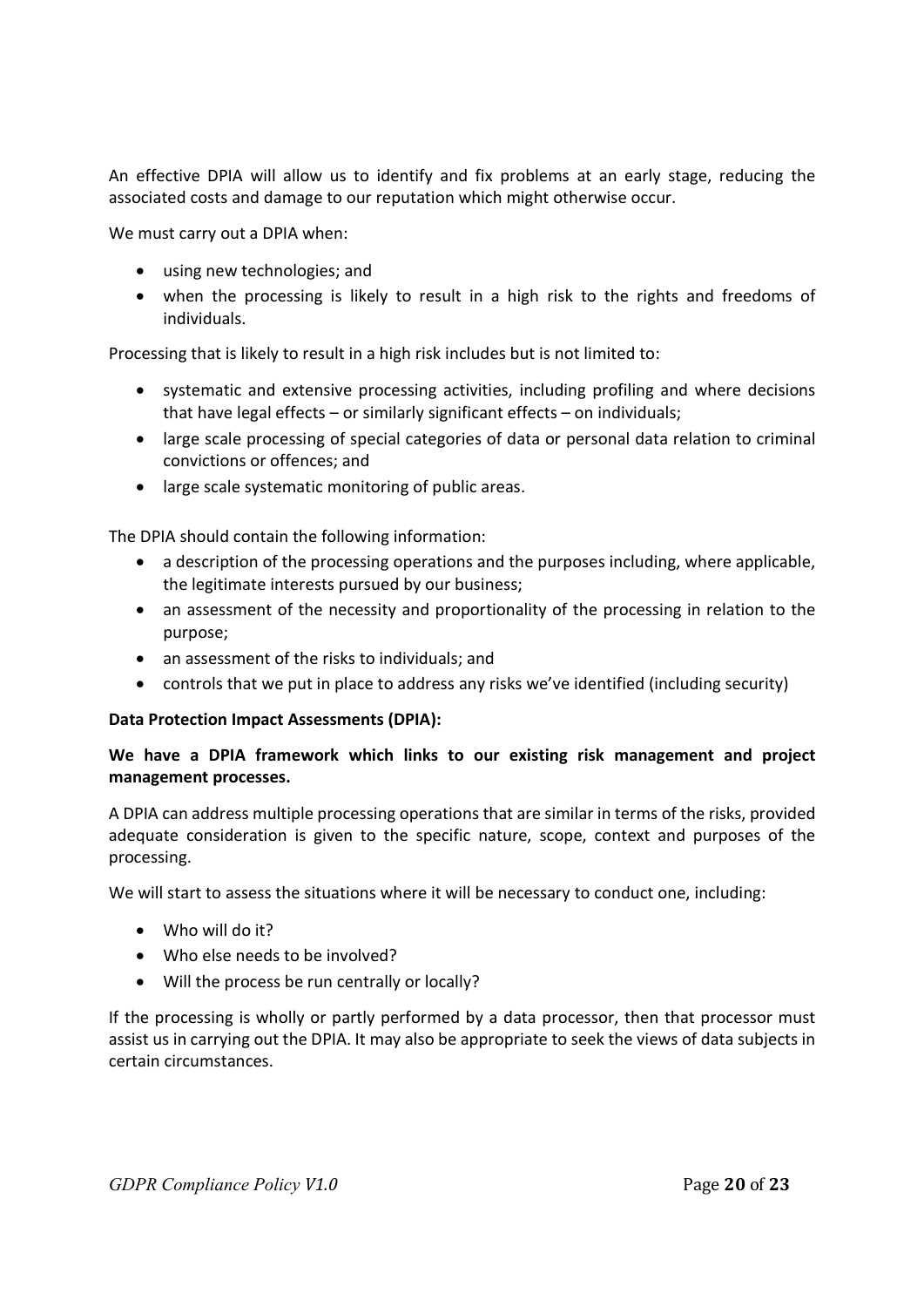An effective DPIA will allow us to identify and fix problems at an early stage, reducing the associated costs and damage to our reputation which might otherwise occur.

We must carry out a DPIA when:

- using new technologies; and
- when the processing is likely to result in a high risk to the rights and freedoms of individuals.

Processing that is likely to result in a high risk includes but is not limited to:

- systematic and extensive processing activities, including profiling and where decisions that have legal effects – or similarly significant effects – on individuals;
- large scale processing of special categories of data or personal data relation to criminal convictions or offences; and
- large scale systematic monitoring of public areas.

The DPIA should contain the following information:

- a description of the processing operations and the purposes including, where applicable, the legitimate interests pursued by our business;
- an assessment of the necessity and proportionality of the processing in relation to the purpose;
- an assessment of the risks to individuals; and
- controls that we put in place to address any risks we've identified (including security)

**Data Protection Impact Assessments (DPIA):**

**We have a DPIA framework which links to our existing risk management and project management processes.**

A DPIA can address multiple processing operations that are similar in terms of the risks, provided adequate consideration is given to the specific nature, scope, context and purposes of the processing.

We will start to assess the situations where it will be necessary to conduct one, including:

- Who will do it?
- Who else needs to be involved?
- Will the process be run centrally or locally?

If the processing is wholly or partly performed by a data processor, then that processor must assist us in carrying out the DPIA. It may also be appropriate to seek the views of data subjects in certain circumstances.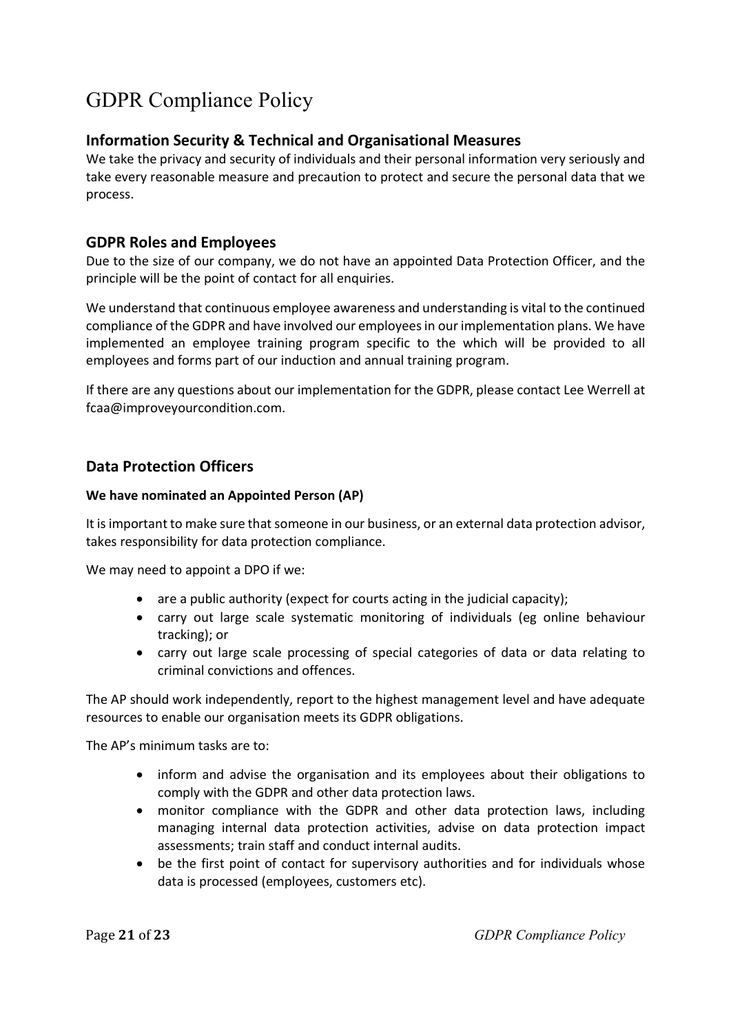# GDPR Compliance Policy

## Information Security & Technical and Organisational Measures

We take the privacy and security of individuals and their personal information very seriously and take every reasonable measure and precaution to protect and secure the personal data that we process.

## GDPR Roles and Employees

Due to the size of our company, we do not have an appointed Data Protection Officer, and the principle will be the point of contact for all enquiries.

We understand that continuous employee awareness and understanding is vital to the continued compliance of the GDPR and have involved our employees in our implementation plans. We have implemented an employee training program specific to the which will be provided to all employees and forms part of our induction and annual training program.

If there are any questions about our implementation for the GDPR, please contact Lee Werrell at fcaa@improveyourcondition.com.

## Data Protection Officers

**We have nominated an Appointed Person (AP)**

It is important to make sure that someone in our business, or an external data protection advisor, takes responsibility for data protection compliance.

We may need to appoint a DPO if we:

- are a public authority (expect for courts acting in the judicial capacity);
- carry out large scale systematic monitoring of individuals (eg online behaviour tracking); or
- carry out large scale processing of special categories of data or data relating to criminal convictions and offences.

The AP should work independently, report to the highest management level and have adequate resources to enable our organisation meets its GDPR obligations.

The AP's minimum tasks are to:

- inform and advise the organisation and its employees about their obligations to comply with the GDPR and other data protection laws.
- monitor compliance with the GDPR and other data protection laws, including managing internal data protection activities, advise on data protection impact assessments; train staff and conduct internal audits.
- be the first point of contact for supervisory authorities and for individuals whose data is processed (employees, customers etc).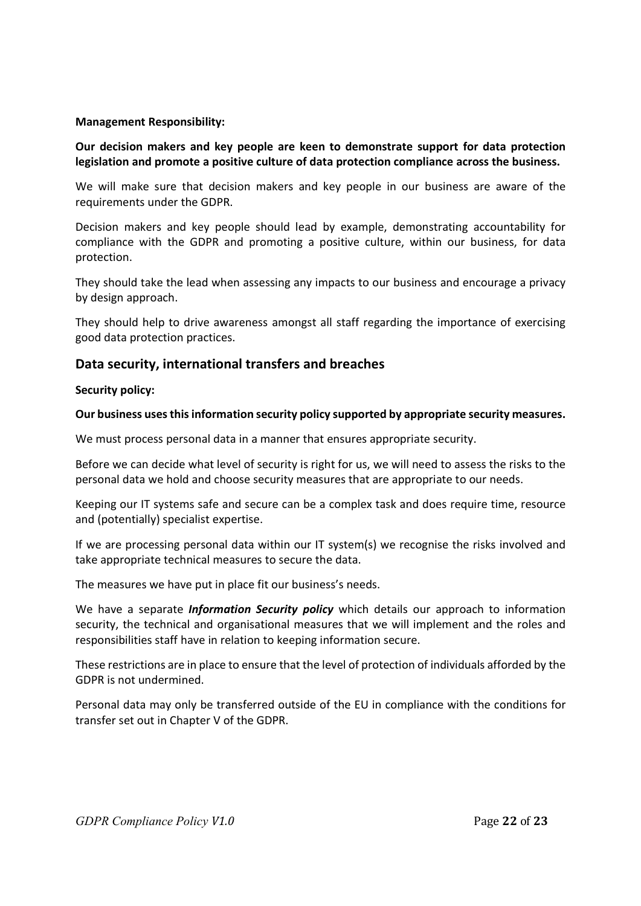**Management Responsibility:**

**Our decision makers and key people are keen to demonstrate support for data protection legislation and promote a positive culture of data protection compliance across the business.**

We will make sure that decision makers and key people in our business are aware of the requirements under the GDPR.

Decision makers and key people should lead by example, demonstrating accountability for compliance with the GDPR and promoting a positive culture, within our business, for data protection.

They should take the lead when assessing any impacts to our business and encourage a privacy by design approach.

They should help to drive awareness amongst all staff regarding the importance of exercising good data protection practices.

## Data security, international transfers and breaches

**Security policy:**

**Our business uses this information security policy supported by appropriate security measures.**

We must process personal data in a manner that ensures appropriate security.

Before we can decide what level of security is right for us, we will need to assess the risks to the personal data we hold and choose security measures that are appropriate to our needs.

Keeping our IT systems safe and secure can be a complex task and does require time, resource and (potentially) specialist expertise.

If we are processing personal data within our IT system(s) we recognise the risks involved and take appropriate technical measures to secure the data.

The measures we have put in place fit our business's needs.

We have a separate ***Information Security policy*** which details our approach to information security, the technical and organisational measures that we will implement and the roles and responsibilities staff have in relation to keeping information secure.

These restrictions are in place to ensure that the level of protection of individuals afforded by the GDPR is not undermined.

Personal data may only be transferred outside of the EU in compliance with the conditions for transfer set out in Chapter V of the GDPR.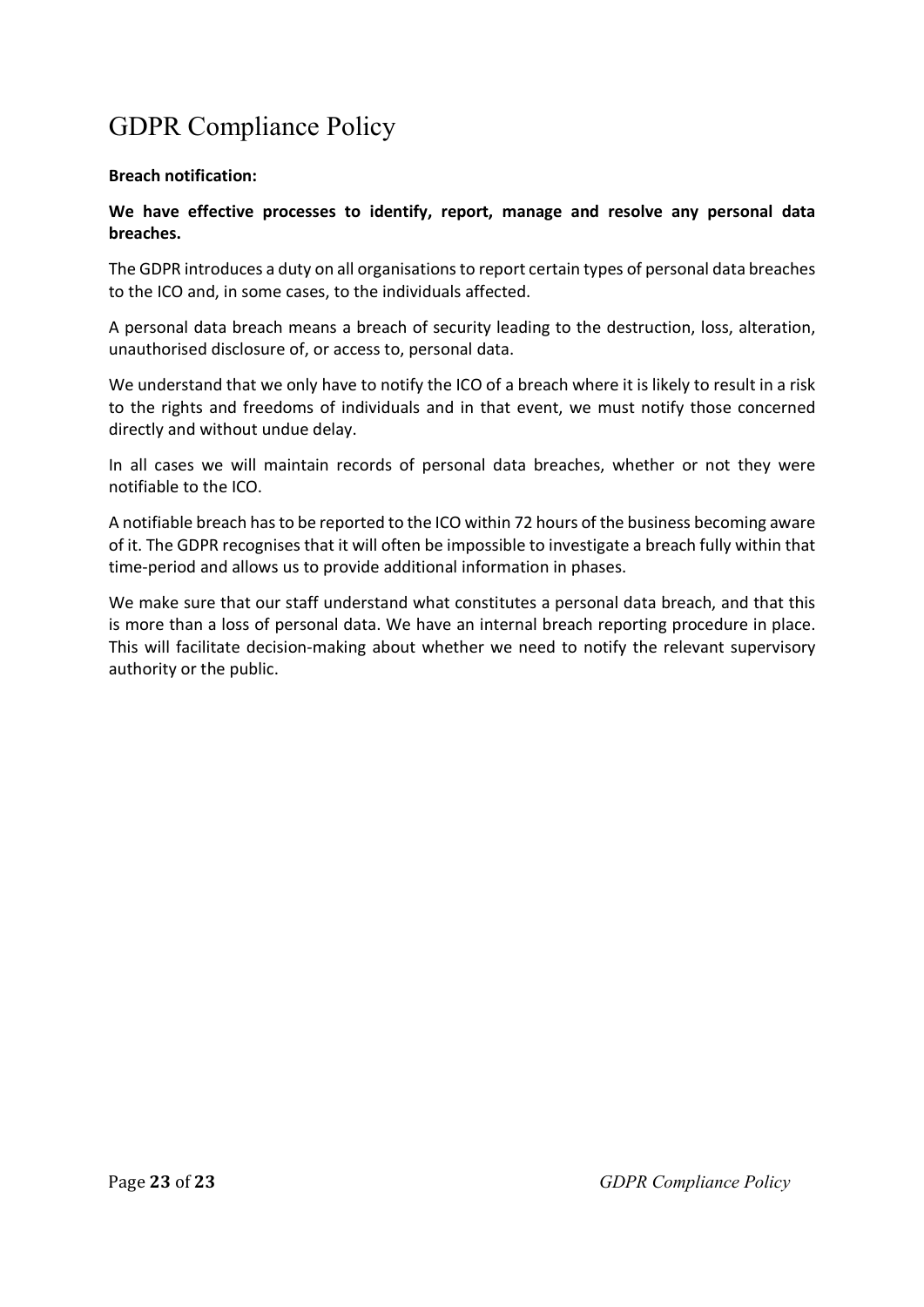# GDPR Compliance Policy

**Breach notification:**

**We have effective processes to identify, report, manage and resolve any personal data breaches.**

The GDPR introduces a duty on all organisations to report certain types of personal data breaches to the ICO and, in some cases, to the individuals affected.

A personal data breach means a breach of security leading to the destruction, loss, alteration, unauthorised disclosure of, or access to, personal data.

We understand that we only have to notify the ICO of a breach where it is likely to result in a risk to the rights and freedoms of individuals and in that event, we must notify those concerned directly and without undue delay.

In all cases we will maintain records of personal data breaches, whether or not they were notifiable to the ICO.

A notifiable breach has to be reported to the ICO within 72 hours of the business becoming aware of it. The GDPR recognises that it will often be impossible to investigate a breach fully within that time-period and allows us to provide additional information in phases.

We make sure that our staff understand what constitutes a personal data breach, and that this is more than a loss of personal data. We have an internal breach reporting procedure in place. This will facilitate decision-making about whether we need to notify the relevant supervisory authority or the public.